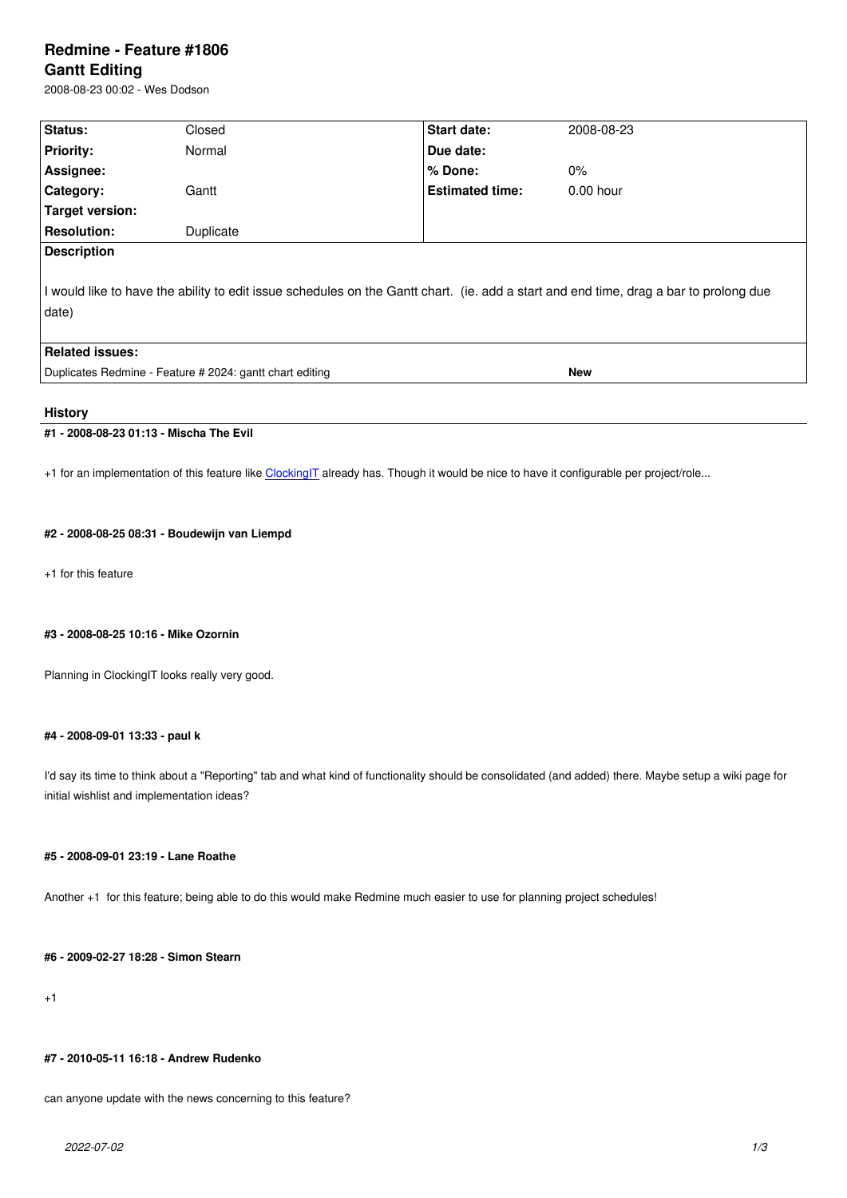# Redmine - Feature #1806

## Gantt Editing

2008-08-23 00:02 - Wes Dodson

| | | | |
|---|---|---|---|
| **Status:** | Closed | **Start date:** | 2008-08-23 |
| **Priority:** | Normal | **Due date:** | |
| **Assignee:** | | **% Done:** | 0% |
| **Category:** | Gantt | **Estimated time:** | 0.00 hour |
| **Target version:** | | | |
| **Resolution:** | Duplicate | | |

**Description**

I would like to have the ability to edit issue schedules on the Gantt chart. (ie. add a start and end time, drag a bar to prolong due date)

**Related issues:**

| | |
|---|---|
| Duplicates Redmine - Feature # 2024: gantt chart editing | **New** |

### History

#### #1 - 2008-08-23 01:13 - Mischa The Evil

+1 for an implementation of this feature like [ClockingIT] already has. Though it would be nice to have it configurable per project/role...

#### #2 - 2008-08-25 08:31 - Boudewijn van Liempd

+1 for this feature

#### #3 - 2008-08-25 10:16 - Mike Ozornin

Planning in ClockingIT looks really very good.

#### #4 - 2008-09-01 13:33 - paul k

I'd say its time to think about a "Reporting" tab and what kind of functionality should be consolidated (and added) there. Maybe setup a wiki page for initial wishlist and implementation ideas?

#### #5 - 2008-09-01 23:19 - Lane Roathe

Another +1 for this feature; being able to do this would make Redmine much easier to use for planning project schedules!

#### #6 - 2009-02-27 18:28 - Simon Stearn

+1

#### #7 - 2010-05-11 16:18 - Andrew Rudenko

can anyone update with the news concerning to this feature?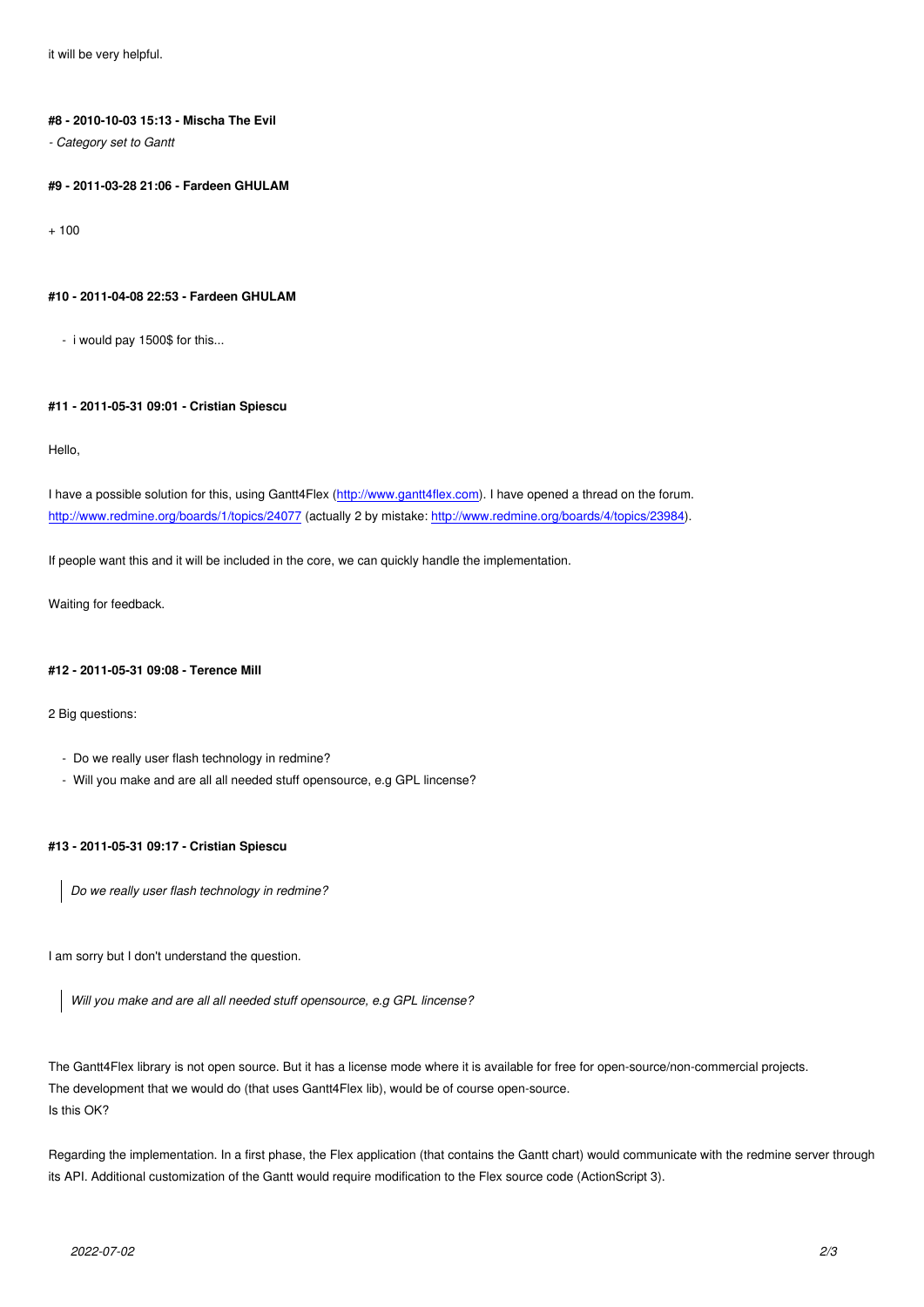it will be very helpful.

#### #8 - 2010-10-03 15:13 - Mischa The Evil

*- Category set to Gantt*

#### #9 - 2011-03-28 21:06 - Fardeen GHULAM

+ 100

#### #10 - 2011-04-08 22:53 - Fardeen GHULAM

- i would pay 1500$ for this...

#### #11 - 2011-05-31 09:01 - Cristian Spiescu

Hello,

I have a possible solution for this, using Gantt4Flex (http://www.gantt4flex.com). I have opened a thread on the forum.
http://www.redmine.org/boards/1/topics/24077 (actually 2 by mistake: http://www.redmine.org/boards/4/topics/23984).

If people want this and it will be included in the core, we can quickly handle the implementation.

Waiting for feedback.

#### #12 - 2011-05-31 09:08 - Terence Mill

2 Big questions:

- Do we really user flash technology in redmine?
- Will you make and are all all needed stuff opensource, e.g GPL lincense?

#### #13 - 2011-05-31 09:17 - Cristian Spiescu

> *Do we really user flash technology in redmine?*

I am sorry but I don't understand the question.

> *Will you make and are all all needed stuff opensource, e.g GPL lincense?*

The Gantt4Flex library is not open source. But it has a license mode where it is available for free for open-source/non-commercial projects.
The development that we would do (that uses Gantt4Flex lib), would be of course open-source.
Is this OK?

Regarding the implementation. In a first phase, the Flex application (that contains the Gantt chart) would communicate with the redmine server through its API. Additional customization of the Gantt would require modification to the Flex source code (ActionScript 3).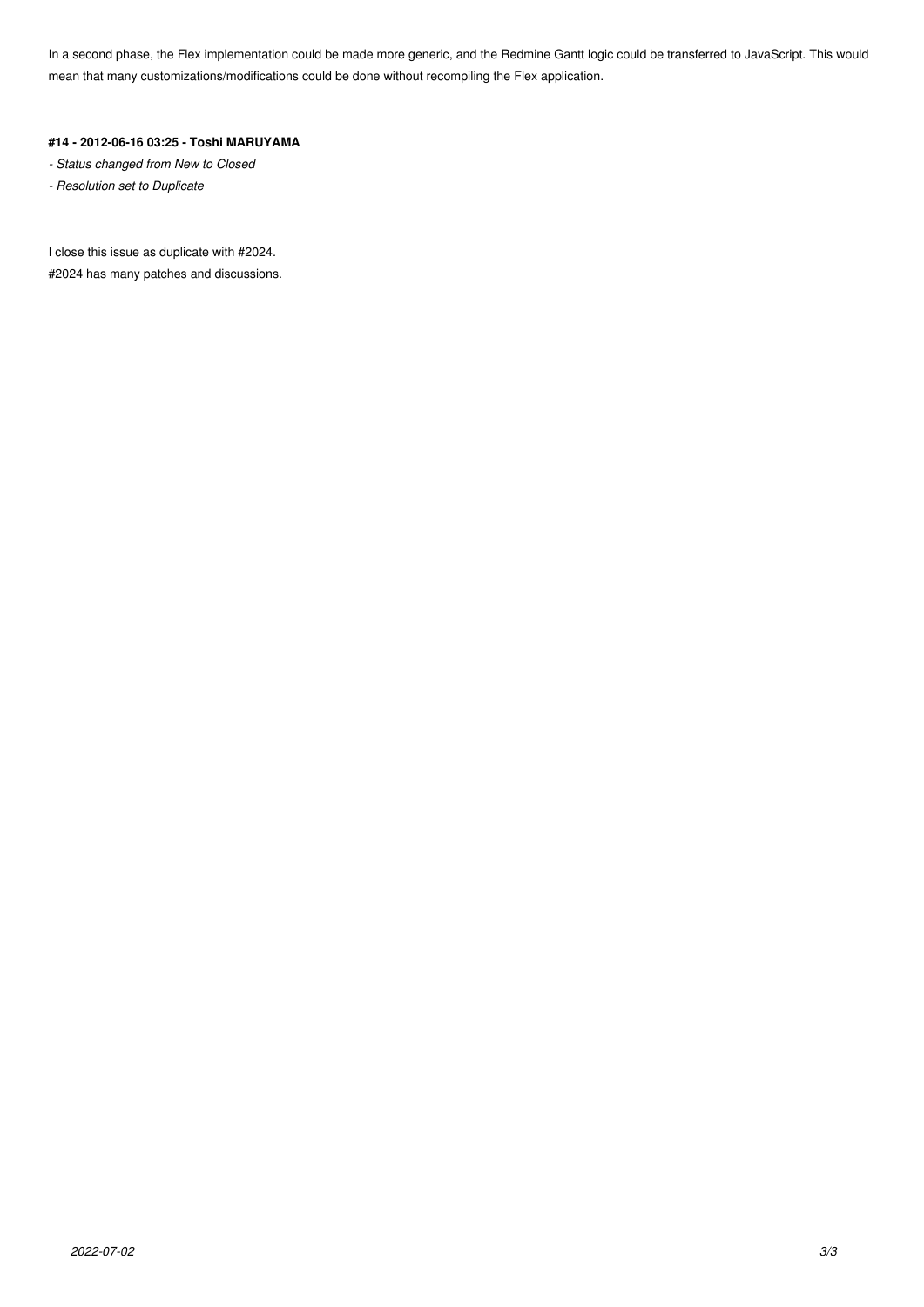In a second phase, the Flex implementation could be made more generic, and the Redmine Gantt logic could be transferred to JavaScript. This would mean that many customizations/modifications could be done without recompiling the Flex application.

**#14 - 2012-06-16 03:25 - Toshi MARUYAMA**

*- Status changed from New to Closed*

*- Resolution set to Duplicate*

I close this issue as duplicate with #2024.
#2024 has many patches and discussions.